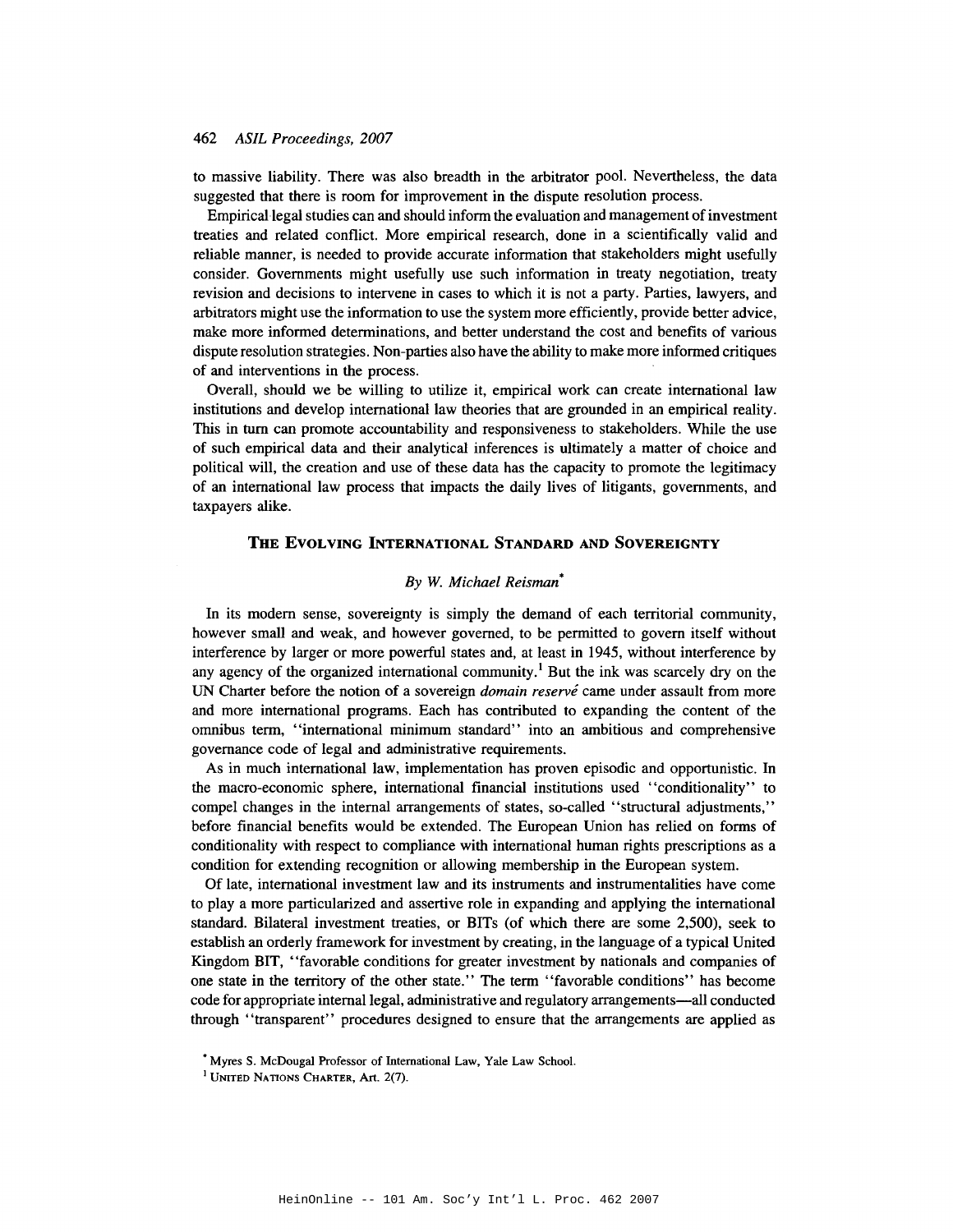to massive liability. There was also breadth in the arbitrator pool. Nevertheless, the data suggested that there is room for improvement in the dispute resolution process.

Empirical legal studies can and should inform the evaluation and management of investment treaties and related conflict. More empirical research, done in a scientifically valid and reliable manner, is needed to provide accurate information that stakeholders might usefully consider. Governments might usefully use such information in treaty negotiation, treaty revision and decisions to intervene in cases to which it is not a party. Parties, lawyers, and arbitrators might use the information to use the system more efficiently, provide better advice, make more informed determinations, and better understand the cost and benefits of various dispute resolution strategies. Non-parties also have the ability to make more informed critiques of and interventions in the process.

Overall, should we be willing to utilize it, empirical work can create international law institutions and develop international law theories that are grounded in an empirical reality. This in turn can promote accountability and responsiveness to stakeholders. While the use of such empirical data and their analytical inferences is ultimately a matter of choice and political will, the creation and use of these data has the capacity to promote the legitimacy of an international law process that impacts the daily lives of litigants, governments, and taxpayers alike.

## THE EVOLVING INTERNATIONAL STANDARD AND SOVEREIGNTY

*By W. Michael Reisman\**

In its modern sense, sovereignty is simply the demand of each territorial community, however small and weak, and however governed, to be permitted to govern itself without interference by larger or more powerful states and, at least in 1945, without interference by any agency of the organized international community.[1] But the ink was scarcely dry on the UN Charter before the notion of a sovereign *domain reservé* came under assault from more and more international programs. Each has contributed to expanding the content of the omnibus term, "international minimum standard" into an ambitious and comprehensive governance code of legal and administrative requirements.

As in much international law, implementation has proven episodic and opportunistic. In the macro-economic sphere, international financial institutions used "conditionality" to compel changes in the internal arrangements of states, so-called "structural adjustments," before financial benefits would be extended. The European Union has relied on forms of conditionality with respect to compliance with international human rights prescriptions as a condition for extending recognition or allowing membership in the European system.

Of late, international investment law and its instruments and instrumentalities have come to play a more particularized and assertive role in expanding and applying the international standard. Bilateral investment treaties, or BITs (of which there are some 2,500), seek to establish an orderly framework for investment by creating, in the language of a typical United Kingdom BIT, "favorable conditions for greater investment by nationals and companies of one state in the territory of the other state." The term "favorable conditions" has become code for appropriate internal legal, administrative and regulatory arrangements—all conducted through "transparent" procedures designed to ensure that the arrangements are applied as

\* Myres S. McDougal Professor of International Law, Yale Law School.

[1] UNITED NATIONS CHARTER, Art. 2(7).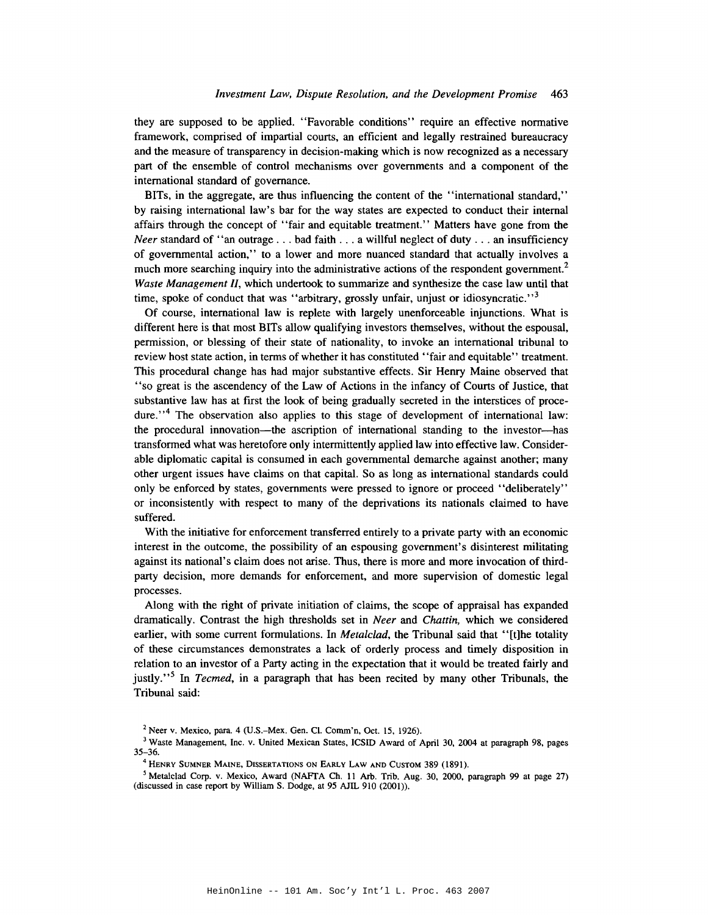they are supposed to be applied. "Favorable conditions" require an effective normative framework, comprised of impartial courts, an efficient and legally restrained bureaucracy and the measure of transparency in decision-making which is now recognized as a necessary part of the ensemble of control mechanisms over governments and a component of the international standard of governance.

BITs, in the aggregate, are thus influencing the content of the "international standard," by raising international law's bar for the way states are expected to conduct their internal affairs through the concept of "fair and equitable treatment." Matters have gone from the *Neer* standard of "an outrage . . . bad faith . . . a willful neglect of duty . . . an insufficiency of governmental action," to a lower and more nuanced standard that actually involves a much more searching inquiry into the administrative actions of the respondent government.[2] *Waste Management II*, which undertook to summarize and synthesize the case law until that time, spoke of conduct that was "arbitrary, grossly unfair, unjust or idiosyncratic."[3]

Of course, international law is replete with largely unenforceable injunctions. What is different here is that most BITs allow qualifying investors themselves, without the espousal, permission, or blessing of their state of nationality, to invoke an international tribunal to review host state action, in terms of whether it has constituted "fair and equitable" treatment. This procedural change has had major substantive effects. Sir Henry Maine observed that "so great is the ascendency of the Law of Actions in the infancy of Courts of Justice, that substantive law has at first the look of being gradually secreted in the interstices of procedure."[4] The observation also applies to this stage of development of international law: the procedural innovation—the ascription of international standing to the investor—has transformed what was heretofore only intermittently applied law into effective law. Considerable diplomatic capital is consumed in each governmental demarche against another; many other urgent issues have claims on that capital. So as long as international standards could only be enforced by states, governments were pressed to ignore or proceed "deliberately" or inconsistently with respect to many of the deprivations its nationals claimed to have suffered.

With the initiative for enforcement transferred entirely to a private party with an economic interest in the outcome, the possibility of an espousing government's disinterest militating against its national's claim does not arise. Thus, there is more and more invocation of third-party decision, more demands for enforcement, and more supervision of domestic legal processes.

Along with the right of private initiation of claims, the scope of appraisal has expanded dramatically. Contrast the high thresholds set in *Neer* and *Chattin*, which we considered earlier, with some current formulations. In *Metalclad*, the Tribunal said that "[t]he totality of these circumstances demonstrates a lack of orderly process and timely disposition in relation to an investor of a Party acting in the expectation that it would be treated fairly and justly."[5] In *Tecmed*, in a paragraph that has been recited by many other Tribunals, the Tribunal said:

---

[2] Neer v. Mexico, para. 4 (U.S.–Mex. Gen. Cl. Comm'n, Oct. 15, 1926).

[3] Waste Management, Inc. v. United Mexican States, ICSID Award of April 30, 2004 at paragraph 98, pages 35–36.

[4] Henry Sumner Maine, Dissertations on Early Law and Custom 389 (1891).

[5] Metalclad Corp. v. Mexico, Award (NAFTA Ch. 11 Arb. Trib. Aug. 30, 2000, paragraph 99 at page 27) (discussed in case report by William S. Dodge, at 95 AJIL 910 (2001)).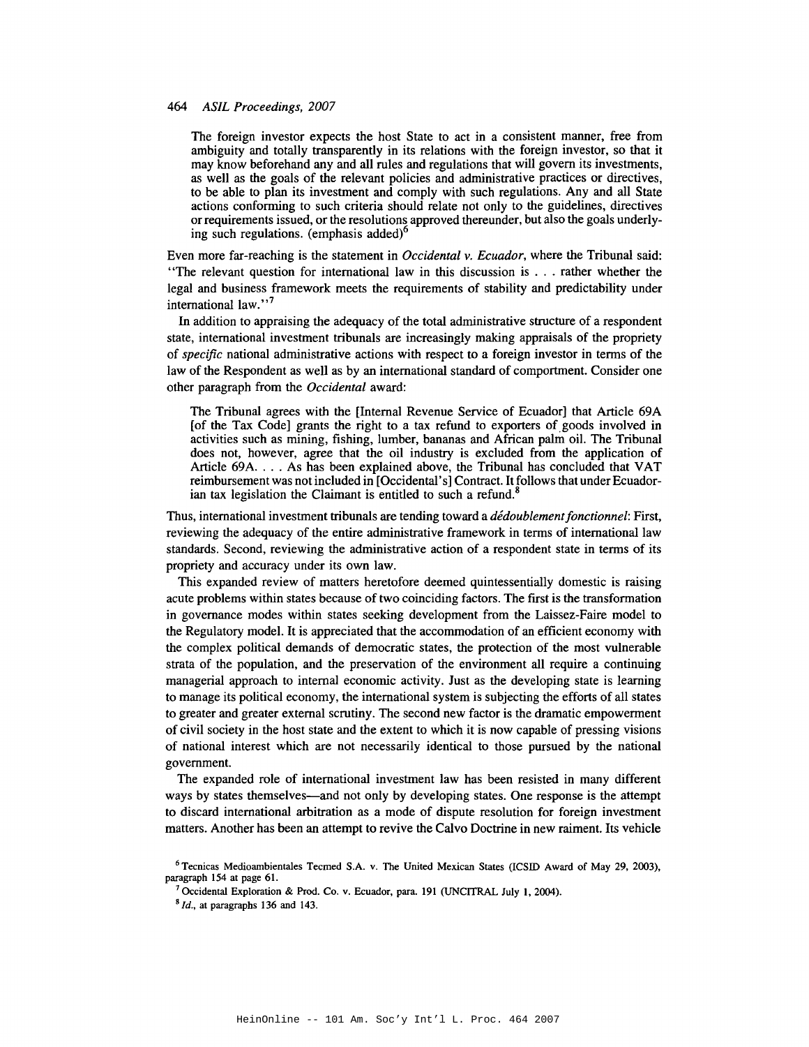> The foreign investor expects the host State to act in a consistent manner, free from ambiguity and totally transparently in its relations with the foreign investor, so that it may know beforehand any and all rules and regulations that will govern its investments, as well as the goals of the relevant policies and administrative practices or directives, to be able to plan its investment and comply with such regulations. Any and all State actions conforming to such criteria should relate not only to the guidelines, directives or requirements issued, or the resolutions approved thereunder, but also the goals underlying such regulations. (emphasis added)[6]

Even more far-reaching is the statement in *Occidental v. Ecuador*, where the Tribunal said: "The relevant question for international law in this discussion is . . . rather whether the legal and business framework meets the requirements of stability and predictability under international law."[7]

In addition to appraising the adequacy of the total administrative structure of a respondent state, international investment tribunals are increasingly making appraisals of the propriety of *specific* national administrative actions with respect to a foreign investor in terms of the law of the Respondent as well as by an international standard of comportment. Consider one other paragraph from the *Occidental* award:

> The Tribunal agrees with the [Internal Revenue Service of Ecuador] that Article 69A [of the Tax Code] grants the right to a tax refund to exporters of goods involved in activities such as mining, fishing, lumber, bananas and African palm oil. The Tribunal does not, however, agree that the oil industry is excluded from the application of Article 69A. . . . As has been explained above, the Tribunal has concluded that VAT reimbursement was not included in [Occidental's] Contract. It follows that under Ecuadorian tax legislation the Claimant is entitled to such a refund.[8]

Thus, international investment tribunals are tending toward a *dédoublement fonctionnel*: First, reviewing the adequacy of the entire administrative framework in terms of international law standards. Second, reviewing the administrative action of a respondent state in terms of its propriety and accuracy under its own law.

This expanded review of matters heretofore deemed quintessentially domestic is raising acute problems within states because of two coinciding factors. The first is the transformation in governance modes within states seeking development from the Laissez-Faire model to the Regulatory model. It is appreciated that the accommodation of an efficient economy with the complex political demands of democratic states, the protection of the most vulnerable strata of the population, and the preservation of the environment all require a continuing managerial approach to internal economic activity. Just as the developing state is learning to manage its political economy, the international system is subjecting the efforts of all states to greater and greater external scrutiny. The second new factor is the dramatic empowerment of civil society in the host state and the extent to which it is now capable of pressing visions of national interest which are not necessarily identical to those pursued by the national government.

The expanded role of international investment law has been resisted in many different ways by states themselves—and not only by developing states. One response is the attempt to discard international arbitration as a mode of dispute resolution for foreign investment matters. Another has been an attempt to revive the Calvo Doctrine in new raiment. Its vehicle

---

[6] Tecnicas Medioambientales Tecmed S.A. v. The United Mexican States (ICSID Award of May 29, 2003), paragraph 154 at page 61.

[7] Occidental Exploration & Prod. Co. v. Ecuador, para. 191 (UNCITRAL July 1, 2004).

[8] *Id.*, at paragraphs 136 and 143.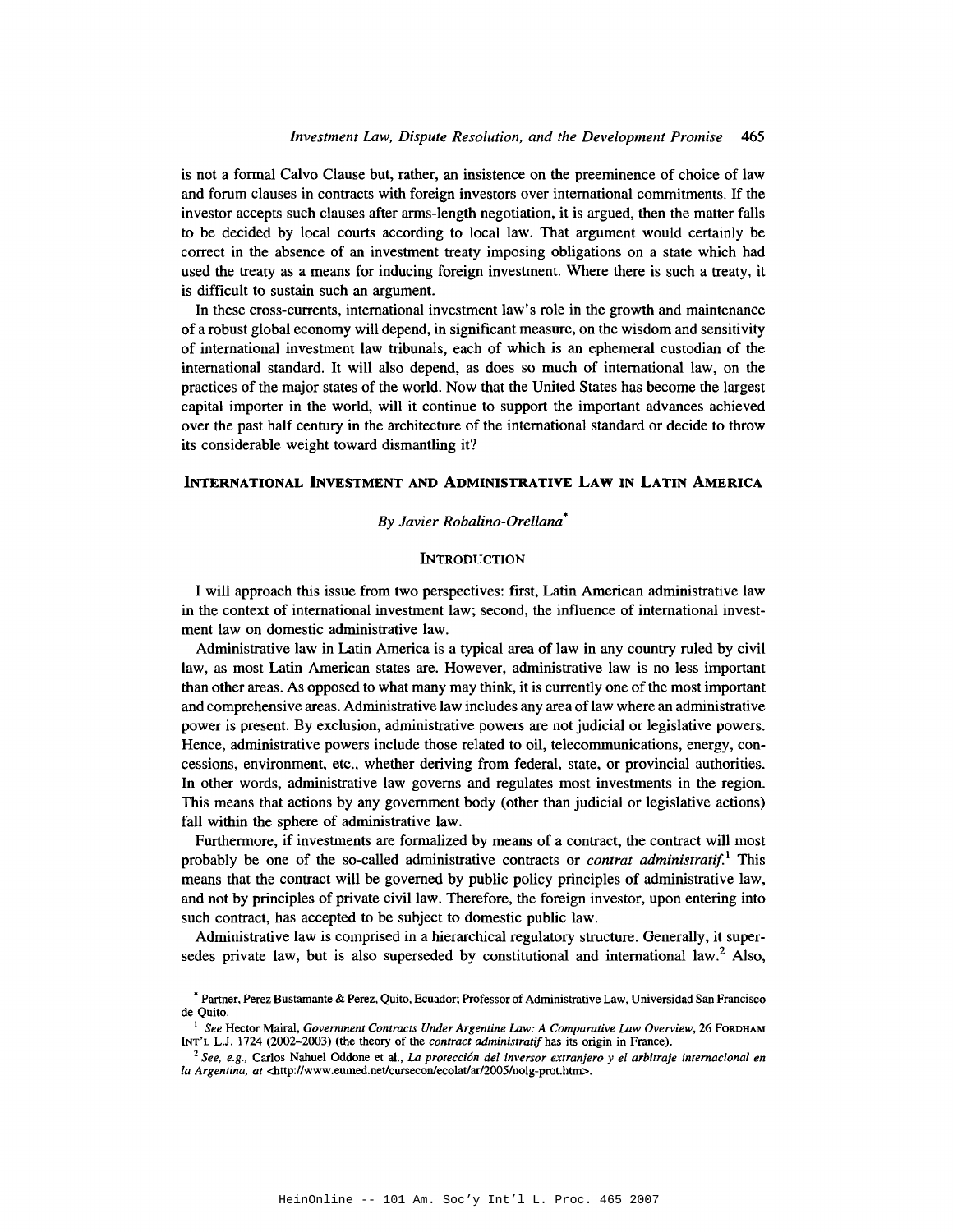is not a formal Calvo Clause but, rather, an insistence on the preeminence of choice of law and forum clauses in contracts with foreign investors over international commitments. If the investor accepts such clauses after arms-length negotiation, it is argued, then the matter falls to be decided by local courts according to local law. That argument would certainly be correct in the absence of an investment treaty imposing obligations on a state which had used the treaty as a means for inducing foreign investment. Where there is such a treaty, it is difficult to sustain such an argument.

In these cross-currents, international investment law's role in the growth and maintenance of a robust global economy will depend, in significant measure, on the wisdom and sensitivity of international investment law tribunals, each of which is an ephemeral custodian of the international standard. It will also depend, as does so much of international law, on the practices of the major states of the world. Now that the United States has become the largest capital importer in the world, will it continue to support the important advances achieved over the past half century in the architecture of the international standard or decide to throw its considerable weight toward dismantling it?

## International Investment and Administrative Law in Latin America

*By Javier Robalino-Orellana*[*]

### Introduction

I will approach this issue from two perspectives: first, Latin American administrative law in the context of international investment law; second, the influence of international investment law on domestic administrative law.

Administrative law in Latin America is a typical area of law in any country ruled by civil law, as most Latin American states are. However, administrative law is no less important than other areas. As opposed to what many may think, it is currently one of the most important and comprehensive areas. Administrative law includes any area of law where an administrative power is present. By exclusion, administrative powers are not judicial or legislative powers. Hence, administrative powers include those related to oil, telecommunications, energy, concessions, environment, etc., whether deriving from federal, state, or provincial authorities. In other words, administrative law governs and regulates most investments in the region. This means that actions by any government body (other than judicial or legislative actions) fall within the sphere of administrative law.

Furthermore, if investments are formalized by means of a contract, the contract will most probably be one of the so-called administrative contracts or *contrat administratif*.[1] This means that the contract will be governed by public policy principles of administrative law, and not by principles of private civil law. Therefore, the foreign investor, upon entering into such contract, has accepted to be subject to domestic public law.

Administrative law is comprised in a hierarchical regulatory structure. Generally, it supersedes private law, but is also superseded by constitutional and international law.[2] Also,

[*] Partner, Perez Bustamante & Perez, Quito, Ecuador; Professor of Administrative Law, Universidad San Francisco de Quito.

[1] *See* Hector Mairal, *Government Contracts Under Argentine Law: A Comparative Law Overview*, 26 Fordham Int'l L.J. 1724 (2002–2003) (the theory of the *contract administratif* has its origin in France).

[2] *See, e.g.*, Carlos Nahuel Oddone et al., *La protección del inversor extranjero y el arbitraje internacional en la Argentina*, *at* <http://www.eumed.net/cursecon/ecolat/ar/2005/nolg-prot.htm>.